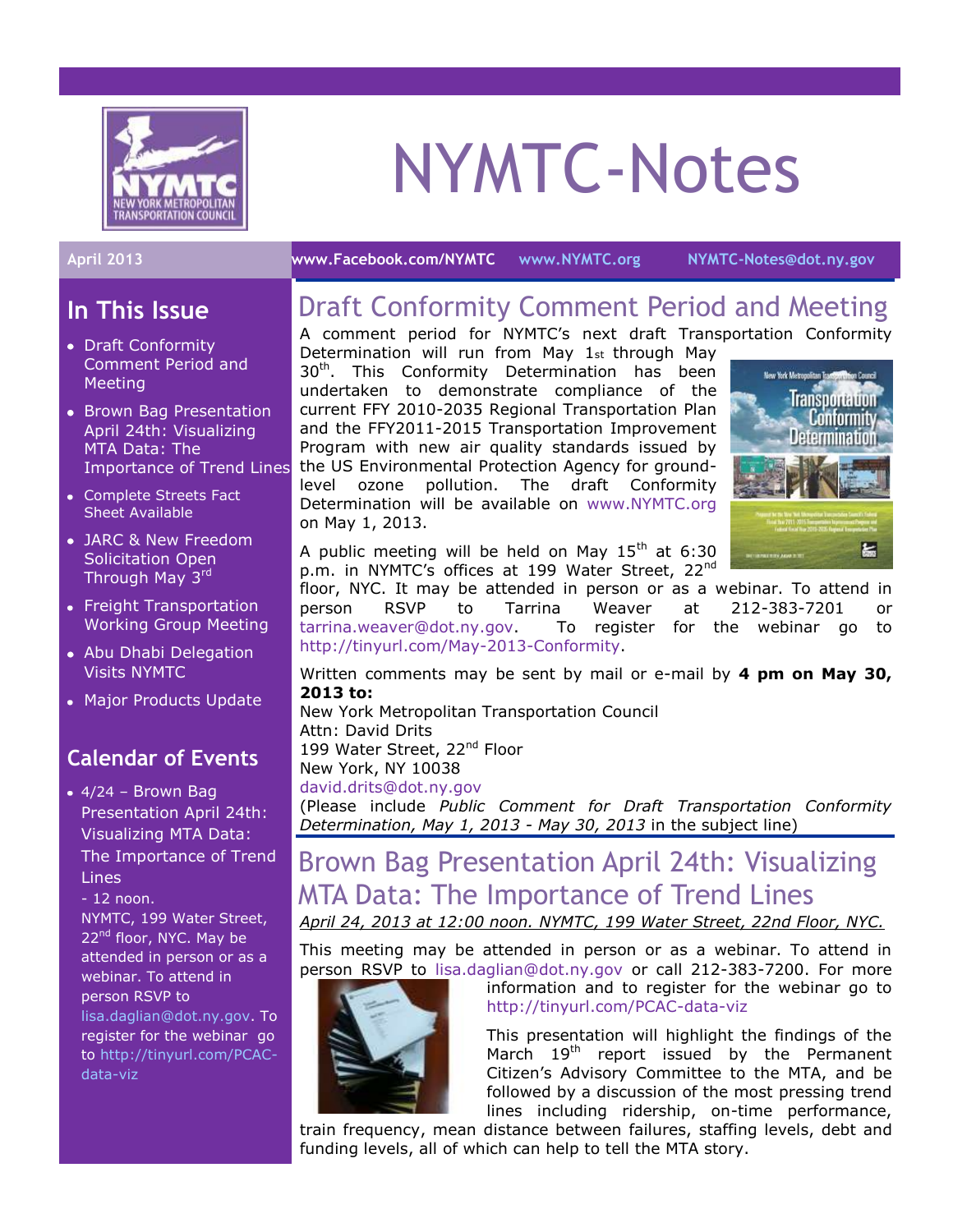# NYMTC-Notes

April 2013 | www.Facebook.com/NYMTC | www.NYMTC.org | NYMTC-Notes@dot.ny.gov

## In This Issue

- Draft Conformity Comment Period and Meeting
- Brown Bag Presentation April 24th: Visualizing MTA Data: The Importance of Trend Lines
- Complete Streets Fact Sheet Available
- JARC & New Freedom Solicitation Open Through May 3rd
- Freight Transportation Working Group Meeting
- Abu Dhabi Delegation Visits NYMTC
- Major Products Update

## Calendar of Events

- 4/24 – Brown Bag Presentation April 24th: Visualizing MTA Data: The Importance of Trend Lines - 12 noon. NYMTC, 199 Water Street, 22nd floor, NYC. May be attended in person or as a webinar. To attend in person RSVP to lisa.daglian@dot.ny.gov. To register for the webinar go to http://tinyurl.com/PCAC-data-viz

## Draft Conformity Comment Period and Meeting

A comment period for NYMTC's next draft Transportation Conformity Determination will run from May 1st through May 30th. This Conformity Determination has been undertaken to demonstrate compliance of the current FFY 2010-2035 Regional Transportation Plan and the FFY2011-2015 Transportation Improvement Program with new air quality standards issued by the US Environmental Protection Agency for ground-level ozone pollution. The draft Conformity Determination will be available on www.NYMTC.org on May 1, 2013.

A public meeting will be held on May 15th at 6:30 p.m. in NYMTC's offices at 199 Water Street, 22nd floor, NYC. It may be attended in person or as a webinar. To attend in person RSVP to Tarrina Weaver at 212-383-7201 or tarrina.weaver@dot.ny.gov. To register for the webinar go to http://tinyurl.com/May-2013-Conformity.

Written comments may be sent by mail or e-mail by **4 pm on May 30, 2013 to:**
New York Metropolitan Transportation Council
Attn: David Drits
199 Water Street, 22nd Floor
New York, NY 10038
david.drits@dot.ny.gov
(Please include *Public Comment for Draft Transportation Conformity Determination, May 1, 2013 - May 30, 2013* in the subject line)

## Brown Bag Presentation April 24th: Visualizing MTA Data: The Importance of Trend Lines

*April 24, 2013 at 12:00 noon. NYMTC, 199 Water Street, 22nd Floor, NYC.*

This meeting may be attended in person or as a webinar. To attend in person RSVP to lisa.daglian@dot.ny.gov or call 212-383-7200. For more information and to register for the webinar go to http://tinyurl.com/PCAC-data-viz

This presentation will highlight the findings of the March 19th report issued by the Permanent Citizen's Advisory Committee to the MTA, and be followed by a discussion of the most pressing trend lines including ridership, on-time performance, train frequency, mean distance between failures, staffing levels, debt and funding levels, all of which can help to tell the MTA story.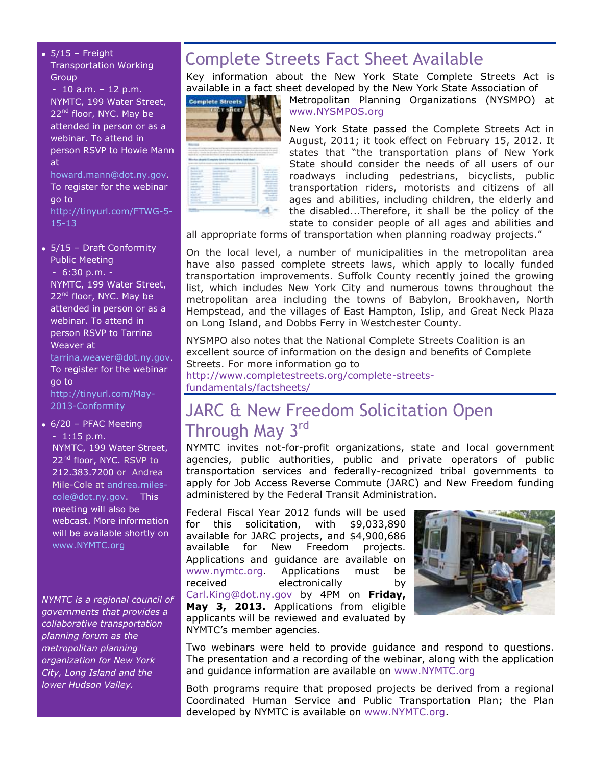- 5/15 – Freight Transportation Working Group - 10 a.m. – 12 p.m. NYMTC, 199 Water Street, 22nd floor, NYC. May be attended in person or as a webinar. To attend in person RSVP to Howie Mann at howard.mann@dot.ny.gov. To register for the webinar go to http://tinyurl.com/FTWG-5-15-13

- 5/15 – Draft Conformity Public Meeting - 6:30 p.m. - NYMTC, 199 Water Street, 22nd floor, NYC. May be attended in person or as a webinar. To attend in person RSVP to Tarrina Weaver at tarrina.weaver@dot.ny.gov. To register for the webinar go to http://tinyurl.com/May-2013-Conformity

- 6/20 – PFAC Meeting - 1:15 p.m. NYMTC, 199 Water Street, 22nd floor, NYC. RSVP to 212.383.7200 or Andrea Mile-Cole at andrea.miles-cole@dot.ny.gov. This meeting will also be webcast. More information will be available shortly on www.NYMTC.org

*NYMTC is a regional council of governments that provides a collaborative transportation planning forum as the metropolitan planning organization for New York City, Long Island and the lower Hudson Valley.*

## Complete Streets Fact Sheet Available

Key information about the New York State Complete Streets Act is available in a fact sheet developed by the New York State Association of Metropolitan Planning Organizations (NYSMPO) at www.NYSMPOS.org

New York State passed the Complete Streets Act in August, 2011; it took effect on February 15, 2012. It states that "the transportation plans of New York State should consider the needs of all users of our roadways including pedestrians, bicyclists, public transportation riders, motorists and citizens of all ages and abilities, including children, the elderly and the disabled...Therefore, it shall be the policy of the state to consider people of all ages and abilities and all appropriate forms of transportation when planning roadway projects."

On the local level, a number of municipalities in the metropolitan area have also passed complete streets laws, which apply to locally funded transportation improvements. Suffolk County recently joined the growing list, which includes New York City and numerous towns throughout the metropolitan area including the towns of Babylon, Brookhaven, North Hempstead, and the villages of East Hampton, Islip, and Great Neck Plaza on Long Island, and Dobbs Ferry in Westchester County.

NYSMPO also notes that the National Complete Streets Coalition is an excellent source of information on the design and benefits of Complete Streets. For more information go to http://www.completestreets.org/complete-streets-fundamentals/factsheets/

## JARC & New Freedom Solicitation Open Through May 3rd

NYMTC invites not-for-profit organizations, state and local government agencies, public authorities, public and private operators of public transportation services and federally-recognized tribal governments to apply for Job Access Reverse Commute (JARC) and New Freedom funding administered by the Federal Transit Administration.

Federal Fiscal Year 2012 funds will be used for this solicitation, with $9,033,890 available for JARC projects, and $4,900,686 available for New Freedom projects. Applications and guidance are available on www.nymtc.org. Applications must be received electronically by Carl.King@dot.ny.gov by 4PM on **Friday, May 3, 2013.** Applications from eligible applicants will be reviewed and evaluated by NYMTC's member agencies.

Two webinars were held to provide guidance and respond to questions. The presentation and a recording of the webinar, along with the application and guidance information are available on www.NYMTC.org

Both programs require that proposed projects be derived from a regional Coordinated Human Service and Public Transportation Plan; the Plan developed by NYMTC is available on www.NYMTC.org.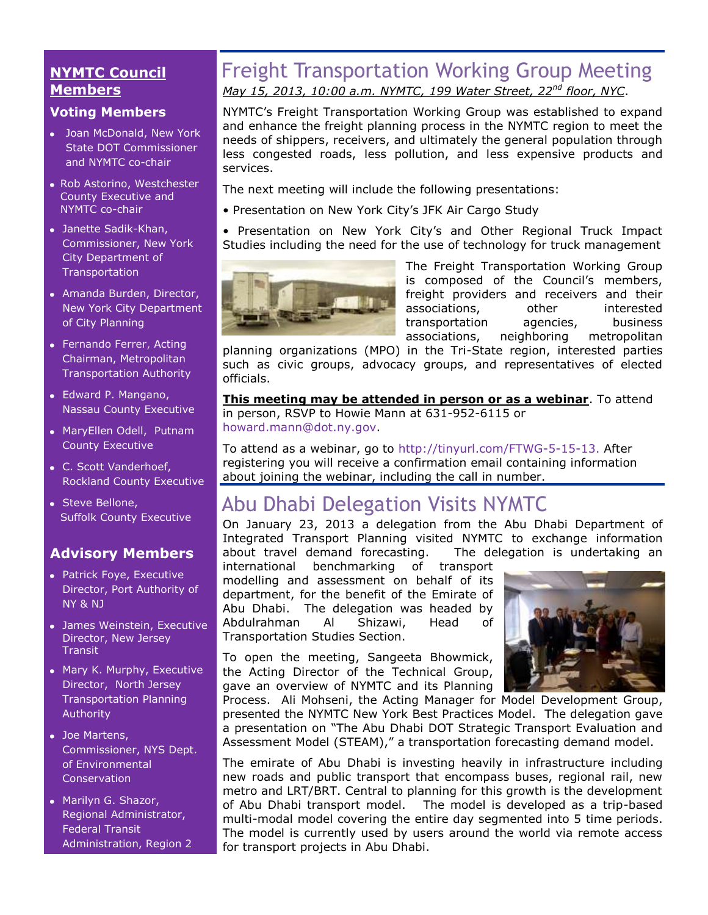## NYMTC Council Members

### Voting Members

- Joan McDonald, New York State DOT Commissioner and NYMTC co-chair
- Rob Astorino, Westchester County Executive and NYMTC co-chair
- Janette Sadik-Khan, Commissioner, New York City Department of Transportation
- Amanda Burden, Director, New York City Department of City Planning
- Fernando Ferrer, Acting Chairman, Metropolitan Transportation Authority
- Edward P. Mangano, Nassau County Executive
- MaryEllen Odell, Putnam County Executive
- C. Scott Vanderhoef, Rockland County Executive
- Steve Bellone, Suffolk County Executive

### Advisory Members

- Patrick Foye, Executive Director, Port Authority of NY & NJ
- James Weinstein, Executive Director, New Jersey Transit
- Mary K. Murphy, Executive Director, North Jersey Transportation Planning Authority
- Joe Martens, Commissioner, NYS Dept. of Environmental Conservation
- Marilyn G. Shazor, Regional Administrator, Federal Transit Administration, Region 2

# Freight Transportation Working Group Meeting

*May 15, 2013, 10:00 a.m. NYMTC, 199 Water Street, 22nd floor, NYC*.

NYMTC's Freight Transportation Working Group was established to expand and enhance the freight planning process in the NYMTC region to meet the needs of shippers, receivers, and ultimately the general population through less congested roads, less pollution, and less expensive products and services.

The next meeting will include the following presentations:

- Presentation on New York City's JFK Air Cargo Study
- Presentation on New York City's and Other Regional Truck Impact Studies including the need for the use of technology for truck management

The Freight Transportation Working Group is composed of the Council's members, freight providers and receivers and their associations, other interested transportation agencies, business associations, neighboring metropolitan planning organizations (MPO) in the Tri-State region, interested parties such as civic groups, advocacy groups, and representatives of elected officials.

**This meeting may be attended in person or as a webinar**. To attend in person, RSVP to Howie Mann at 631-952-6115 or howard.mann@dot.ny.gov.

To attend as a webinar, go to http://tinyurl.com/FTWG-5-15-13. After registering you will receive a confirmation email containing information about joining the webinar, including the call in number.

# Abu Dhabi Delegation Visits NYMTC

On January 23, 2013 a delegation from the Abu Dhabi Department of Integrated Transport Planning visited NYMTC to exchange information about travel demand forecasting. The delegation is undertaking an international benchmarking of transport modelling and assessment on behalf of its department, for the benefit of the Emirate of Abu Dhabi. The delegation was headed by Abdulrahman Al Shizawi, Head of Transportation Studies Section.

To open the meeting, Sangeeta Bhowmick, the Acting Director of the Technical Group, gave an overview of NYMTC and its Planning Process. Ali Mohseni, the Acting Manager for Model Development Group, presented the NYMTC New York Best Practices Model. The delegation gave a presentation on "The Abu Dhabi DOT Strategic Transport Evaluation and Assessment Model (STEAM)," a transportation forecasting demand model.

The emirate of Abu Dhabi is investing heavily in infrastructure including new roads and public transport that encompass buses, regional rail, new metro and LRT/BRT. Central to planning for this growth is the development of Abu Dhabi transport model. The model is developed as a trip-based multi-modal model covering the entire day segmented into 5 time periods. The model is currently used by users around the world via remote access for transport projects in Abu Dhabi.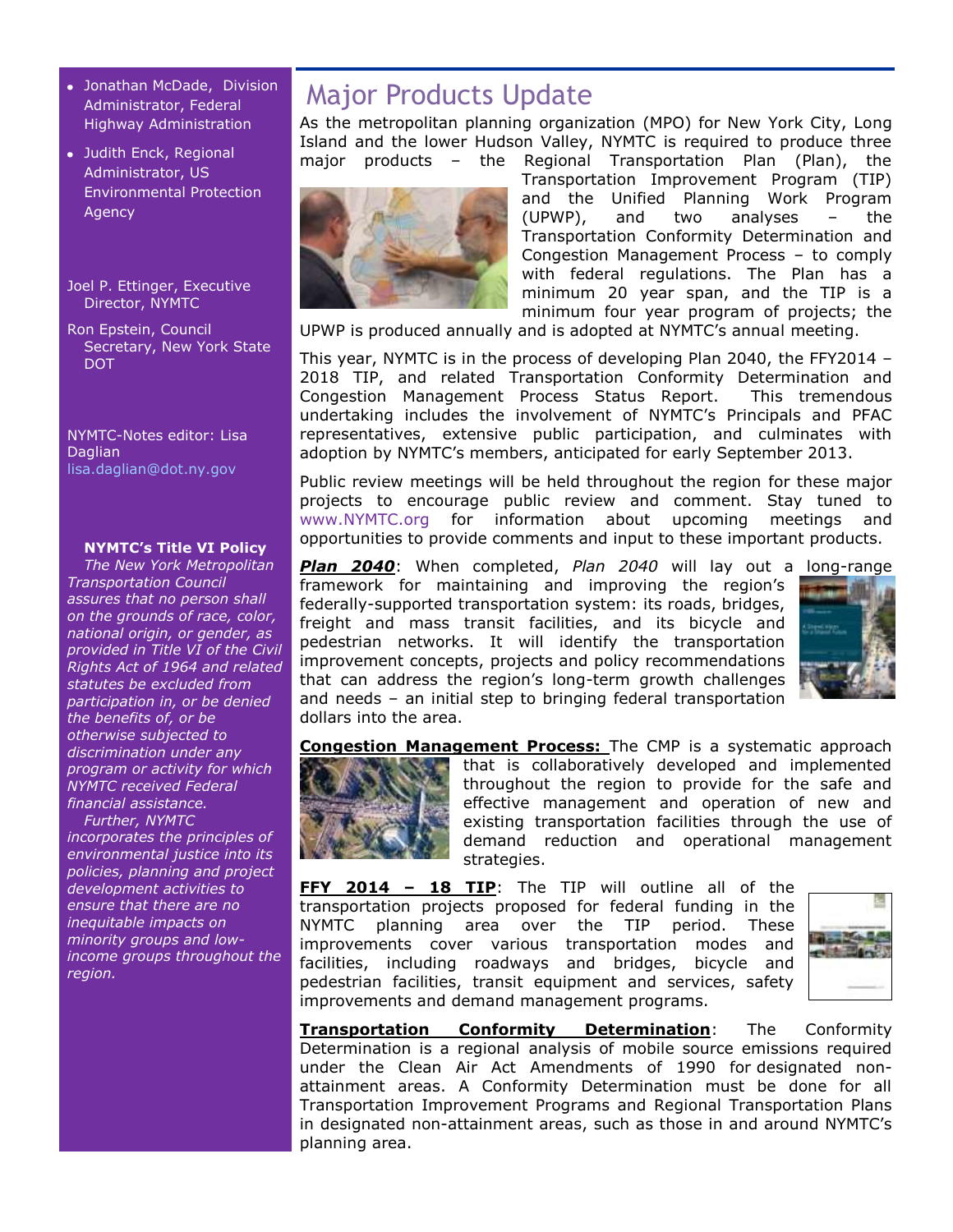- Jonathan McDade, Division Administrator, Federal Highway Administration
- Judith Enck, Regional Administrator, US Environmental Protection Agency

Joel P. Ettinger, Executive Director, NYMTC

Ron Epstein, Council Secretary, New York State DOT

NYMTC-Notes editor: Lisa Daglian
lisa.daglian@dot.ny.gov

**NYMTC's Title VI Policy**

*The New York Metropolitan Transportation Council assures that no person shall on the grounds of race, color, national origin, or gender, as provided in Title VI of the Civil Rights Act of 1964 and related statutes be excluded from participation in, or be denied the benefits of, or be otherwise subjected to discrimination under any program or activity for which NYMTC received Federal financial assistance.*

*Further, NYMTC incorporates the principles of environmental justice into its policies, planning and project development activities to ensure that there are no inequitable impacts on minority groups and low-income groups throughout the region.*

# Major Products Update

As the metropolitan planning organization (MPO) for New York City, Long Island and the lower Hudson Valley, NYMTC is required to produce three major products – the Regional Transportation Plan (Plan), the Transportation Improvement Program (TIP) and the Unified Planning Work Program (UPWP), and two analyses – the Transportation Conformity Determination and Congestion Management Process – to comply with federal regulations. The Plan has a minimum 20 year span, and the TIP is a minimum four year program of projects; the UPWP is produced annually and is adopted at NYMTC's annual meeting.

This year, NYMTC is in the process of developing Plan 2040, the FFY2014 – 2018 TIP, and related Transportation Conformity Determination and Congestion Management Process Status Report. This tremendous undertaking includes the involvement of NYMTC's Principals and PFAC representatives, extensive public participation, and culminates with adoption by NYMTC's members, anticipated for early September 2013.

Public review meetings will be held throughout the region for these major projects to encourage public review and comment. Stay tuned to www.NYMTC.org for information about upcoming meetings and opportunities to provide comments and input to these important products.

***Plan 2040***: When completed, *Plan 2040* will lay out a long-range framework for maintaining and improving the region's federally-supported transportation system: its roads, bridges, freight and mass transit facilities, and its bicycle and pedestrian networks. It will identify the transportation improvement concepts, projects and policy recommendations that can address the region's long-term growth challenges and needs – an initial step to bringing federal transportation dollars into the area.

**Congestion Management Process:** The CMP is a systematic approach that is collaboratively developed and implemented throughout the region to provide for the safe and effective management and operation of new and existing transportation facilities through the use of demand reduction and operational management strategies.

**FFY 2014 – 18 TIP**: The TIP will outline all of the transportation projects proposed for federal funding in the NYMTC planning area over the TIP period. These improvements cover various transportation modes and facilities, including roadways and bridges, bicycle and pedestrian facilities, transit equipment and services, safety improvements and demand management programs.

**Transportation Conformity Determination**: The Conformity Determination is a regional analysis of mobile source emissions required under the Clean Air Act Amendments of 1990 for designated non-attainment areas. A Conformity Determination must be done for all Transportation Improvement Programs and Regional Transportation Plans in designated non-attainment areas, such as those in and around NYMTC's planning area.